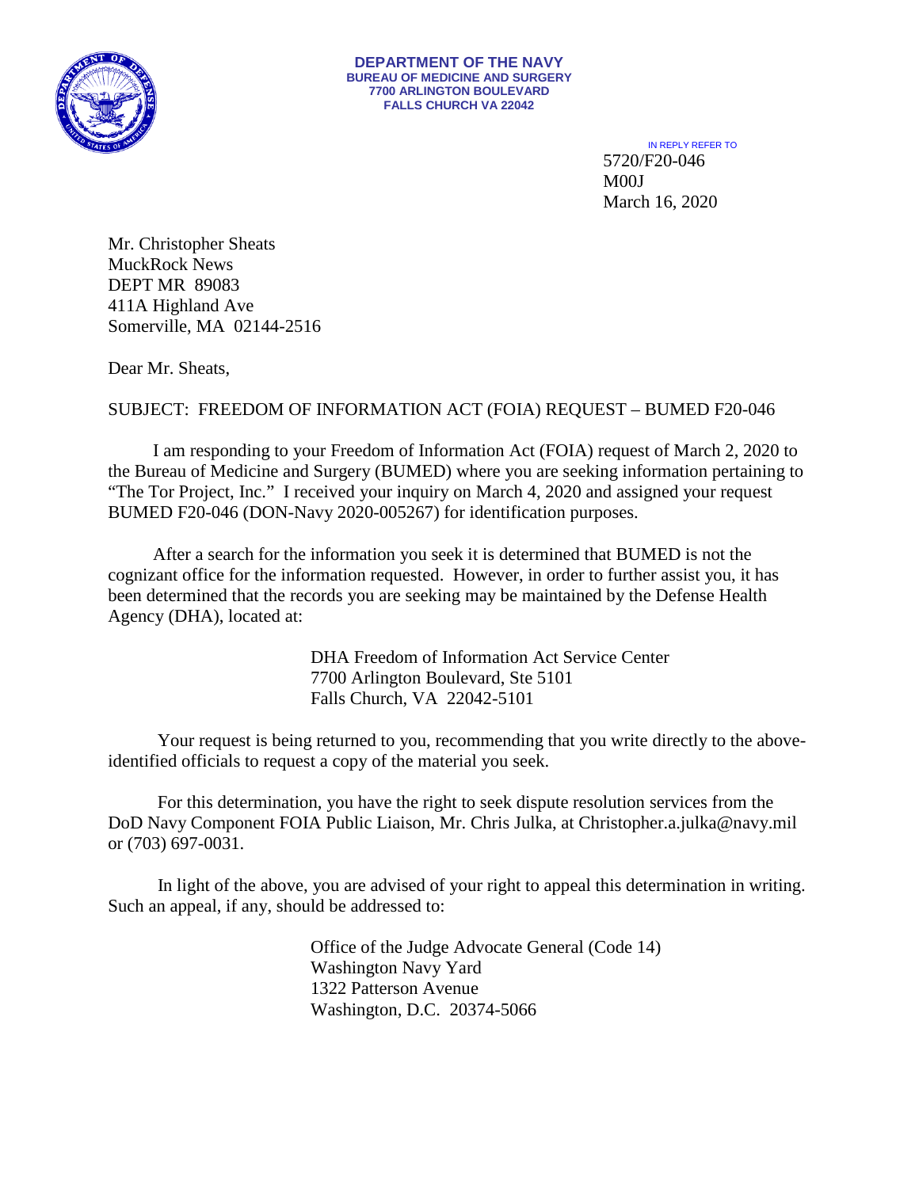**DEPARTMENT OF THE NAVY**
**BUREAU OF MEDICINE AND SURGERY**
**7700 ARLINGTON BOULEVARD**
**FALLS CHURCH VA 22042**

IN REPLY REFER TO
5720/F20-046
M00J
March 16, 2020

Mr. Christopher Sheats
MuckRock News
DEPT MR 89083
411A Highland Ave
Somerville, MA 02144-2516

Dear Mr. Sheats,

SUBJECT: FREEDOM OF INFORMATION ACT (FOIA) REQUEST – BUMED F20-046

I am responding to your Freedom of Information Act (FOIA) request of March 2, 2020 to the Bureau of Medicine and Surgery (BUMED) where you are seeking information pertaining to "The Tor Project, Inc." I received your inquiry on March 4, 2020 and assigned your request BUMED F20-046 (DON-Navy 2020-005267) for identification purposes.

After a search for the information you seek it is determined that BUMED is not the cognizant office for the information requested. However, in order to further assist you, it has been determined that the records you are seeking may be maintained by the Defense Health Agency (DHA), located at:

DHA Freedom of Information Act Service Center
7700 Arlington Boulevard, Ste 5101
Falls Church, VA 22042-5101

Your request is being returned to you, recommending that you write directly to the above-identified officials to request a copy of the material you seek.

For this determination, you have the right to seek dispute resolution services from the DoD Navy Component FOIA Public Liaison, Mr. Chris Julka, at Christopher.a.julka@navy.mil or (703) 697-0031.

In light of the above, you are advised of your right to appeal this determination in writing. Such an appeal, if any, should be addressed to:

Office of the Judge Advocate General (Code 14)
Washington Navy Yard
1322 Patterson Avenue
Washington, D.C. 20374-5066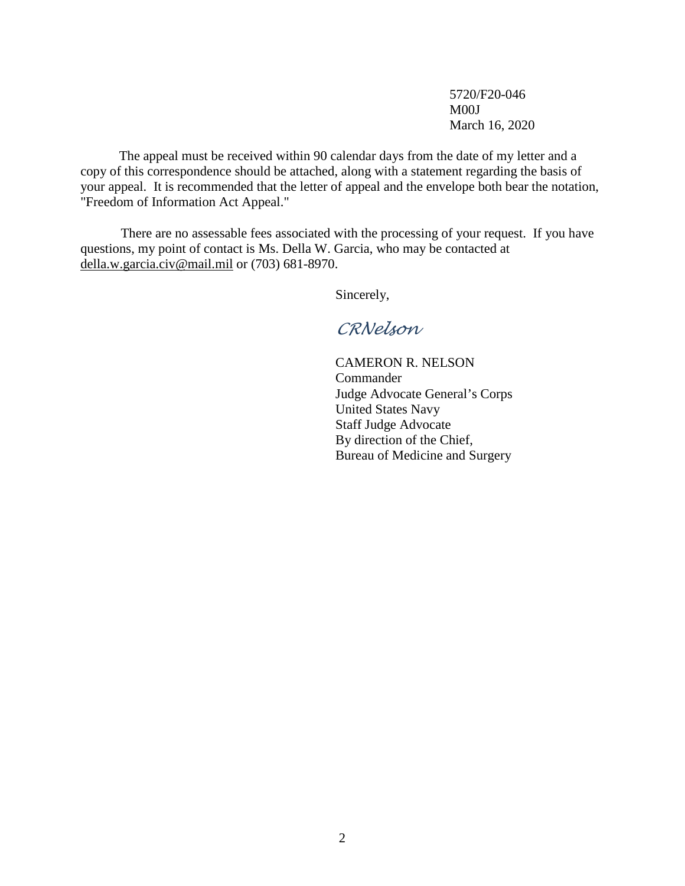5720/F20-046
M00J
March 16, 2020

The appeal must be received within 90 calendar days from the date of my letter and a copy of this correspondence should be attached, along with a statement regarding the basis of your appeal. It is recommended that the letter of appeal and the envelope both bear the notation, "Freedom of Information Act Appeal."

There are no assessable fees associated with the processing of your request. If you have questions, my point of contact is Ms. Della W. Garcia, who may be contacted at della.w.garcia.civ@mail.mil or (703) 681-8970.

Sincerely,

*CRNelson*

CAMERON R. NELSON
Commander
Judge Advocate General's Corps
United States Navy
Staff Judge Advocate
By direction of the Chief,
Bureau of Medicine and Surgery